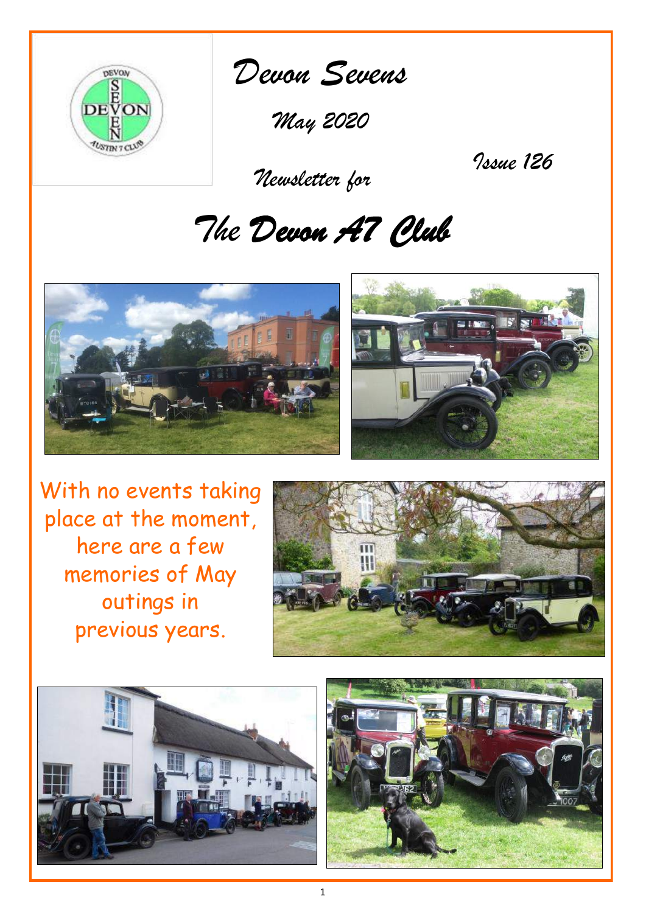# Devon Sevens

May 2020

Newsletter for

Issue 126

# The Devon A7 Club

With no events taking place at the moment, here are a few memories of May outings in previous years.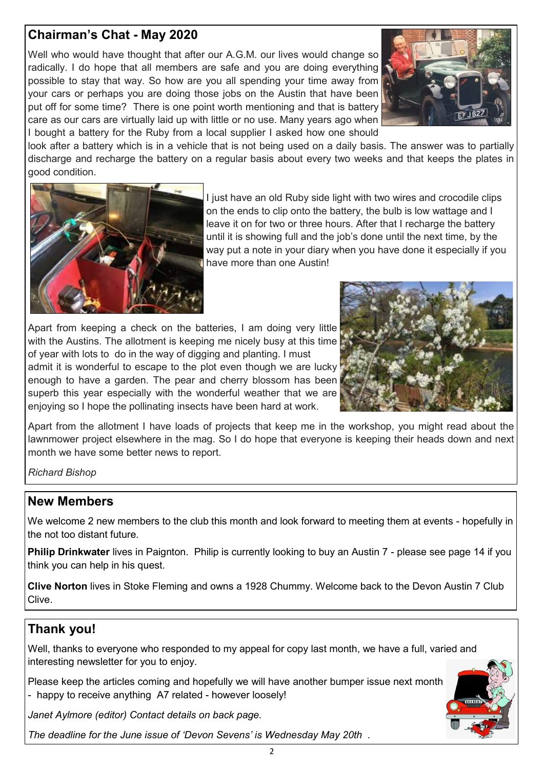## Chairman's Chat - May 2020

Well who would have thought that after our A.G.M. our lives would change so radically. I do hope that all members are safe and you are doing everything possible to stay that way. So how are you all spending your time away from your cars or perhaps you are doing those jobs on the Austin that have been put off for some time? There is one point worth mentioning and that is battery care as our cars are virtually laid up with little or no use. Many years ago when I bought a battery for the Ruby from a local supplier I asked how one should look after a battery which is in a vehicle that is not being used on a daily basis. The answer was to partially discharge and recharge the battery on a regular basis about every two weeks and that keeps the plates in good condition.

I just have an old Ruby side light with two wires and crocodile clips on the ends to clip onto the battery, the bulb is low wattage and I leave it on for two or three hours. After that I recharge the battery until it is showing full and the job's done until the next time, by the way put a note in your diary when you have done it especially if you have more than one Austin!

Apart from keeping a check on the batteries, I am doing very little with the Austins. The allotment is keeping me nicely busy at this time of year with lots to do in the way of digging and planting. I must admit it is wonderful to escape to the plot even though we are lucky enough to have a garden. The pear and cherry blossom has been superb this year especially with the wonderful weather that we are enjoying so I hope the pollinating insects have been hard at work.

Apart from the allotment I have loads of projects that keep me in the workshop, you might read about the lawnmower project elsewhere in the mag. So I do hope that everyone is keeping their heads down and next month we have some better news to report.

*Richard Bishop*

## New Members

We welcome 2 new members to the club this month and look forward to meeting them at events - hopefully in the not too distant future.

**Philip Drinkwater** lives in Paignton. Philip is currently looking to buy an Austin 7 - please see page 14 if you think you can help in his quest.

**Clive Norton** lives in Stoke Fleming and owns a 1928 Chummy. Welcome back to the Devon Austin 7 Club Clive.

## Thank you!

Well, thanks to everyone who responded to my appeal for copy last month, we have a full, varied and interesting newsletter for you to enjoy.

Please keep the articles coming and hopefully we will have another bumper issue next month - happy to receive anything A7 related - however loosely!

*Janet Aylmore (editor) Contact details on back page.*

*The deadline for the June issue of 'Devon Sevens' is Wednesday May 20th .*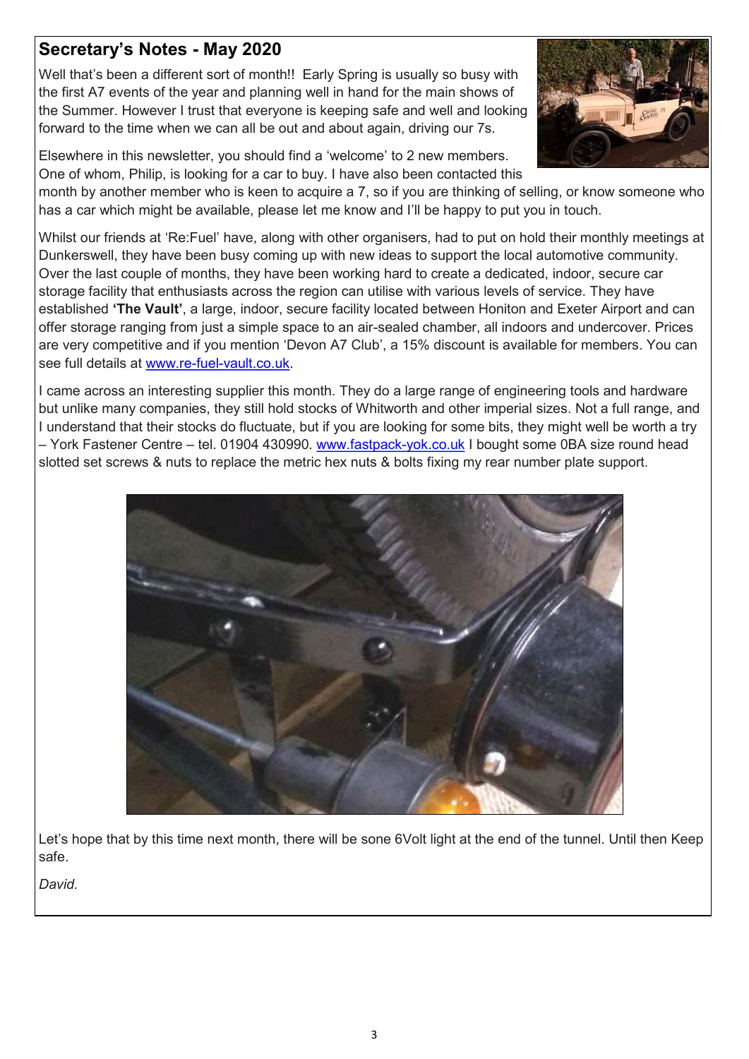## Secretary's Notes - May 2020

Well that's been a different sort of month!! Early Spring is usually so busy with the first A7 events of the year and planning well in hand for the main shows of the Summer. However I trust that everyone is keeping safe and well and looking forward to the time when we can all be out and about again, driving our 7s.

Elsewhere in this newsletter, you should find a 'welcome' to 2 new members. One of whom, Philip, is looking for a car to buy. I have also been contacted this month by another member who is keen to acquire a 7, so if you are thinking of selling, or know someone who has a car which might be available, please let me know and I'll be happy to put you in touch.

Whilst our friends at 'Re:Fuel' have, along with other organisers, had to put on hold their monthly meetings at Dunkerswell, they have been busy coming up with new ideas to support the local automotive community. Over the last couple of months, they have been working hard to create a dedicated, indoor, secure car storage facility that enthusiasts across the region can utilise with various levels of service. They have established **'The Vault'**, a large, indoor, secure facility located between Honiton and Exeter Airport and can offer storage ranging from just a simple space to an air-sealed chamber, all indoors and undercover. Prices are very competitive and if you mention 'Devon A7 Club', a 15% discount is available for members. You can see full details at www.re-fuel-vault.co.uk.

I came across an interesting supplier this month. They do a large range of engineering tools and hardware but unlike many companies, they still hold stocks of Whitworth and other imperial sizes. Not a full range, and I understand that their stocks do fluctuate, but if you are looking for some bits, they might well be worth a try – York Fastener Centre – tel. 01904 430990. www.fastpack-yok.co.uk I bought some 0BA size round head slotted set screws & nuts to replace the metric hex nuts & bolts fixing my rear number plate support.

Let's hope that by this time next month, there will be sone 6Volt light at the end of the tunnel. Until then Keep safe.

*David.*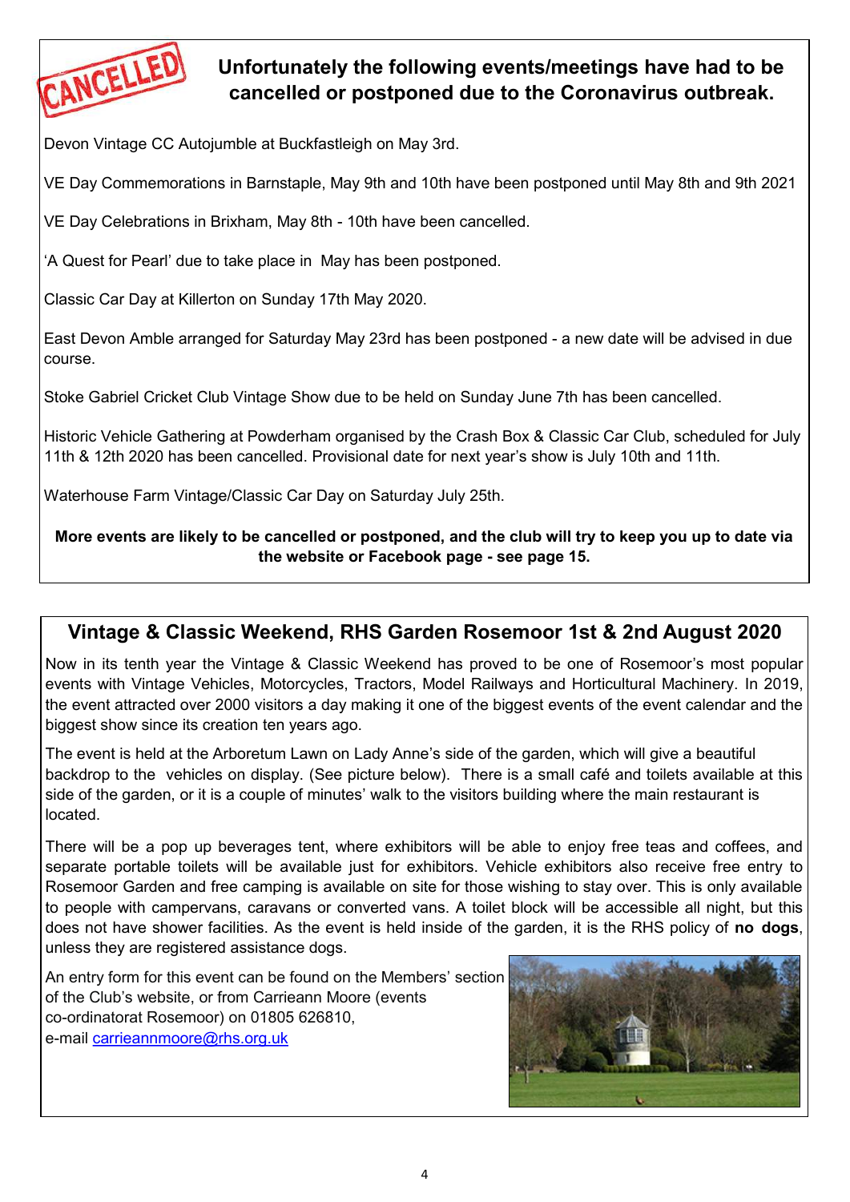## Unfortunately the following events/meetings have had to be cancelled or postponed due to the Coronavirus outbreak.

Devon Vintage CC Autojumble at Buckfastleigh on May 3rd.

VE Day Commemorations in Barnstaple, May 9th and 10th have been postponed until May 8th and 9th 2021

VE Day Celebrations in Brixham, May 8th - 10th have been cancelled.

'A Quest for Pearl' due to take place in May has been postponed.

Classic Car Day at Killerton on Sunday 17th May 2020.

East Devon Amble arranged for Saturday May 23rd has been postponed - a new date will be advised in due course.

Stoke Gabriel Cricket Club Vintage Show due to be held on Sunday June 7th has been cancelled.

Historic Vehicle Gathering at Powderham organised by the Crash Box & Classic Car Club, scheduled for July 11th & 12th 2020 has been cancelled. Provisional date for next year's show is July 10th and 11th.

Waterhouse Farm Vintage/Classic Car Day on Saturday July 25th.

**More events are likely to be cancelled or postponed, and the club will try to keep you up to date via the website or Facebook page - see page 15.**

## Vintage & Classic Weekend, RHS Garden Rosemoor 1st & 2nd August 2020

Now in its tenth year the Vintage & Classic Weekend has proved to be one of Rosemoor's most popular events with Vintage Vehicles, Motorcycles, Tractors, Model Railways and Horticultural Machinery. In 2019, the event attracted over 2000 visitors a day making it one of the biggest events of the event calendar and the biggest show since its creation ten years ago.

The event is held at the Arboretum Lawn on Lady Anne's side of the garden, which will give a beautiful backdrop to the vehicles on display. (See picture below). There is a small café and toilets available at this side of the garden, or it is a couple of minutes' walk to the visitors building where the main restaurant is located.

There will be a pop up beverages tent, where exhibitors will be able to enjoy free teas and coffees, and separate portable toilets will be available just for exhibitors. Vehicle exhibitors also receive free entry to Rosemoor Garden and free camping is available on site for those wishing to stay over. This is only available to people with campervans, caravans or converted vans. A toilet block will be accessible all night, but this does not have shower facilities. As the event is held inside of the garden, it is the RHS policy of **no dogs**, unless they are registered assistance dogs.

An entry form for this event can be found on the Members' section of the Club's website, or from Carrieann Moore (events co-ordinatorat Rosemoor) on 01805 626810, e-mail carrieannmoore@rhs.org.uk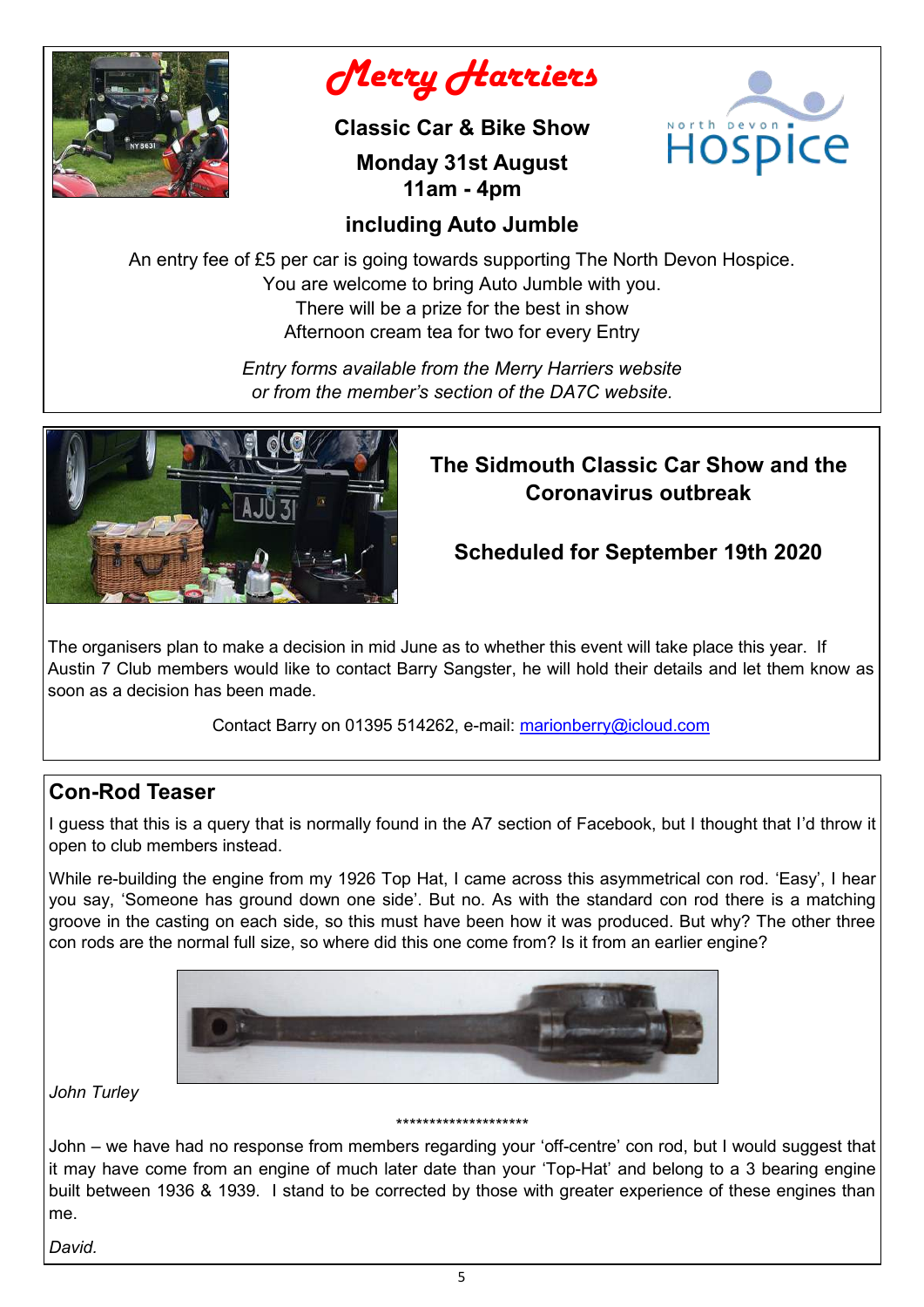# Merry Harriers

**Classic Car & Bike Show**

**Monday 31st August**
**11am - 4pm**

**including Auto Jumble**

An entry fee of £5 per car is going towards supporting The North Devon Hospice.
You are welcome to bring Auto Jumble with you.
There will be a prize for the best in show
Afternoon cream tea for two for every Entry

*Entry forms available from the Merry Harriers website*
*or from the member's section of the DA7C website.*

## The Sidmouth Classic Car Show and the Coronavirus outbreak

**Scheduled for September 19th 2020**

The organisers plan to make a decision in mid June as to whether this event will take place this year. If Austin 7 Club members would like to contact Barry Sangster, he will hold their details and let them know as soon as a decision has been made.

Contact Barry on 01395 514262, e-mail: marionberry@icloud.com

## Con-Rod Teaser

I guess that this is a query that is normally found in the A7 section of Facebook, but I thought that I'd throw it open to club members instead.

While re-building the engine from my 1926 Top Hat, I came across this asymmetrical con rod. 'Easy', I hear you say, 'Someone has ground down one side'. But no. As with the standard con rod there is a matching groove in the casting on each side, so this must have been how it was produced. But why? The other three con rods are the normal full size, so where did this one come from? Is it from an earlier engine?

*John Turley*

********************

John – we have had no response from members regarding your 'off-centre' con rod, but I would suggest that it may have come from an engine of much later date than your 'Top-Hat' and belong to a 3 bearing engine built between 1936 & 1939. I stand to be corrected by those with greater experience of these engines than me.

*David.*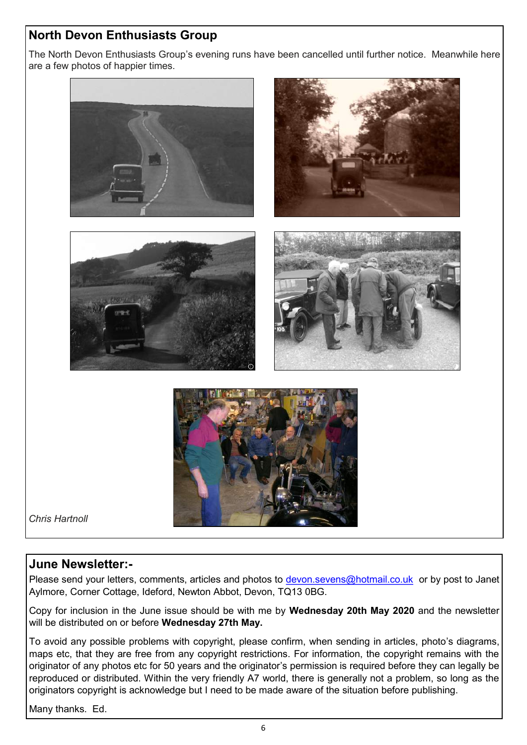## North Devon Enthusiasts Group

The North Devon Enthusiasts Group's evening runs have been cancelled until further notice. Meanwhile here are a few photos of happier times.

*Chris Hartnoll*

## June Newsletter:-

Please send your letters, comments, articles and photos to devon.sevens@hotmail.co.uk or by post to Janet Aylmore, Corner Cottage, Ideford, Newton Abbot, Devon, TQ13 0BG.

Copy for inclusion in the June issue should be with me by **Wednesday 20th May 2020** and the newsletter will be distributed on or before **Wednesday 27th May.**

To avoid any possible problems with copyright, please confirm, when sending in articles, photo's diagrams, maps etc, that they are free from any copyright restrictions. For information, the copyright remains with the originator of any photos etc for 50 years and the originator's permission is required before they can legally be reproduced or distributed. Within the very friendly A7 world, there is generally not a problem, so long as the originators copyright is acknowledge but I need to be made aware of the situation before publishing.

Many thanks. Ed.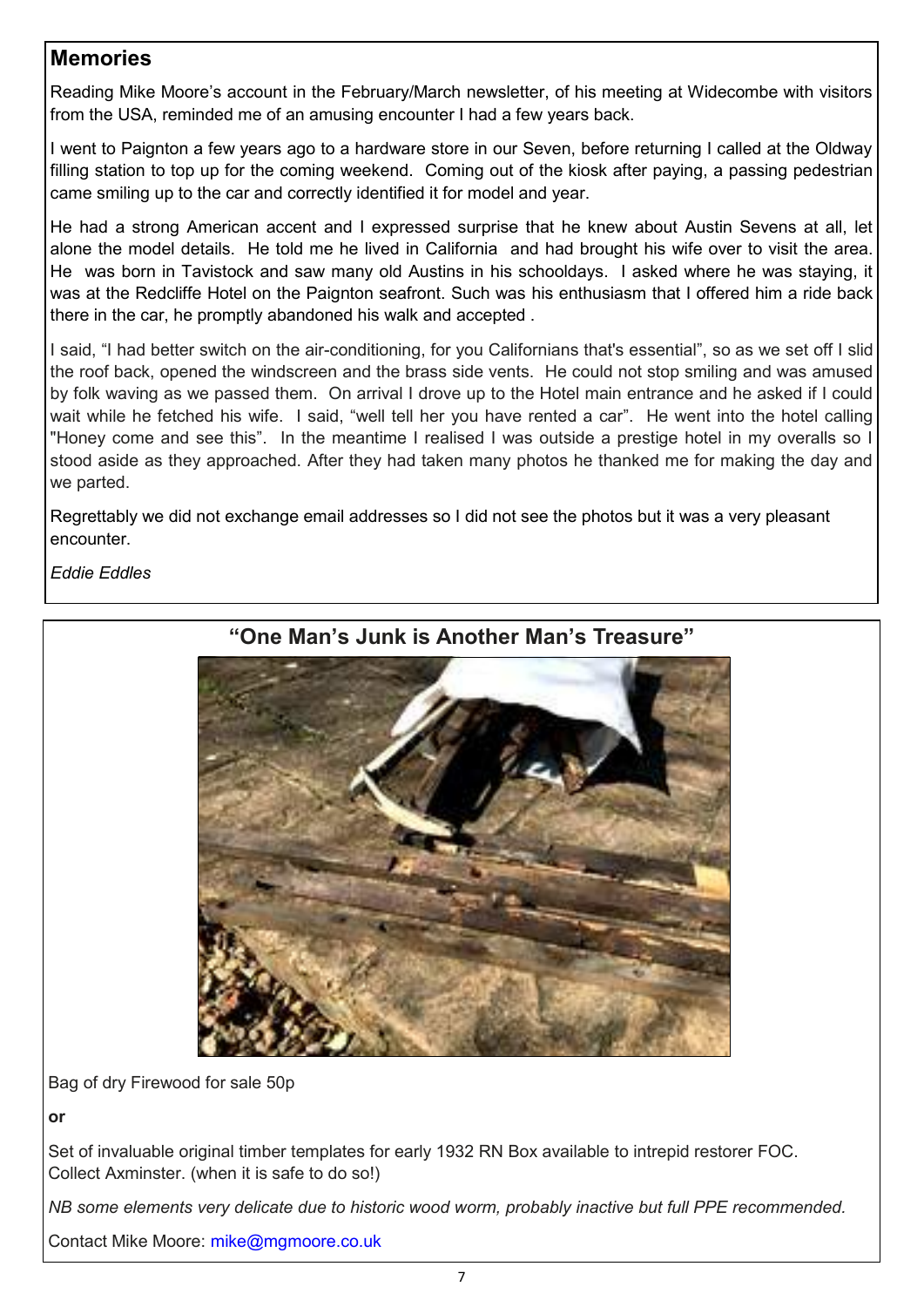## Memories

Reading Mike Moore's account in the February/March newsletter, of his meeting at Widecombe with visitors from the USA, reminded me of an amusing encounter I had a few years back.

I went to Paignton a few years ago to a hardware store in our Seven, before returning I called at the Oldway filling station to top up for the coming weekend. Coming out of the kiosk after paying, a passing pedestrian came smiling up to the car and correctly identified it for model and year.

He had a strong American accent and I expressed surprise that he knew about Austin Sevens at all, let alone the model details. He told me he lived in California and had brought his wife over to visit the area. He was born in Tavistock and saw many old Austins in his schooldays. I asked where he was staying, it was at the Redcliffe Hotel on the Paignton seafront. Such was his enthusiasm that I offered him a ride back there in the car, he promptly abandoned his walk and accepted .

I said, "I had better switch on the air-conditioning, for you Californians that's essential", so as we set off I slid the roof back, opened the windscreen and the brass side vents. He could not stop smiling and was amused by folk waving as we passed them. On arrival I drove up to the Hotel main entrance and he asked if I could wait while he fetched his wife. I said, "well tell her you have rented a car". He went into the hotel calling "Honey come and see this". In the meantime I realised I was outside a prestige hotel in my overalls so I stood aside as they approached. After they had taken many photos he thanked me for making the day and we parted.

Regrettably we did not exchange email addresses so I did not see the photos but it was a very pleasant encounter.

*Eddie Eddles*

## "One Man's Junk is Another Man's Treasure"

Bag of dry Firewood for sale 50p

**or**

Set of invaluable original timber templates for early 1932 RN Box available to intrepid restorer FOC. Collect Axminster. (when it is safe to do so!)

*NB some elements very delicate due to historic wood worm, probably inactive but full PPE recommended.*

Contact Mike Moore: mike@mgmoore.co.uk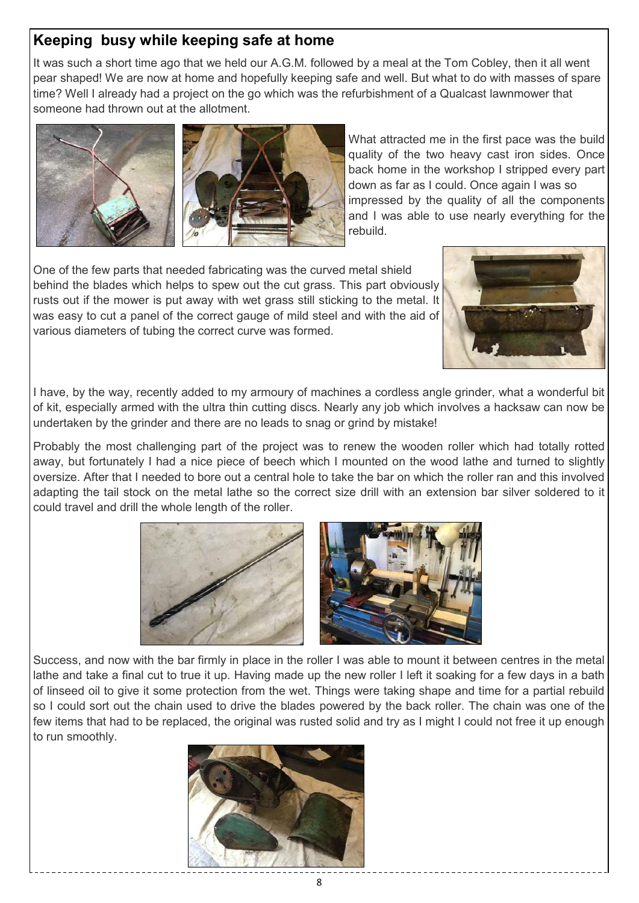## Keeping busy while keeping safe at home

It was such a short time ago that we held our A.G.M. followed by a meal at the Tom Cobley, then it all went pear shaped! We are now at home and hopefully keeping safe and well. But what to do with masses of spare time? Well I already had a project on the go which was the refurbishment of a Qualcast lawnmower that someone had thrown out at the allotment.

What attracted me in the first pace was the build quality of the two heavy cast iron sides. Once back home in the workshop I stripped every part down as far as I could. Once again I was so impressed by the quality of all the components and I was able to use nearly everything for the rebuild.

One of the few parts that needed fabricating was the curved metal shield behind the blades which helps to spew out the cut grass. This part obviously rusts out if the mower is put away with wet grass still sticking to the metal. It was easy to cut a panel of the correct gauge of mild steel and with the aid of various diameters of tubing the correct curve was formed.

I have, by the way, recently added to my armoury of machines a cordless angle grinder, what a wonderful bit of kit, especially armed with the ultra thin cutting discs. Nearly any job which involves a hacksaw can now be undertaken by the grinder and there are no leads to snag or grind by mistake!

Probably the most challenging part of the project was to renew the wooden roller which had totally rotted away, but fortunately I had a nice piece of beech which I mounted on the wood lathe and turned to slightly oversize. After that I needed to bore out a central hole to take the bar on which the roller ran and this involved adapting the tail stock on the metal lathe so the correct size drill with an extension bar silver soldered to it could travel and drill the whole length of the roller.

Success, and now with the bar firmly in place in the roller I was able to mount it between centres in the metal lathe and take a final cut to true it up. Having made up the new roller I left it soaking for a few days in a bath of linseed oil to give it some protection from the wet. Things were taking shape and time for a partial rebuild so I could sort out the chain used to drive the blades powered by the back roller. The chain was one of the few items that had to be replaced, the original was rusted solid and try as I might I could not free it up enough to run smoothly.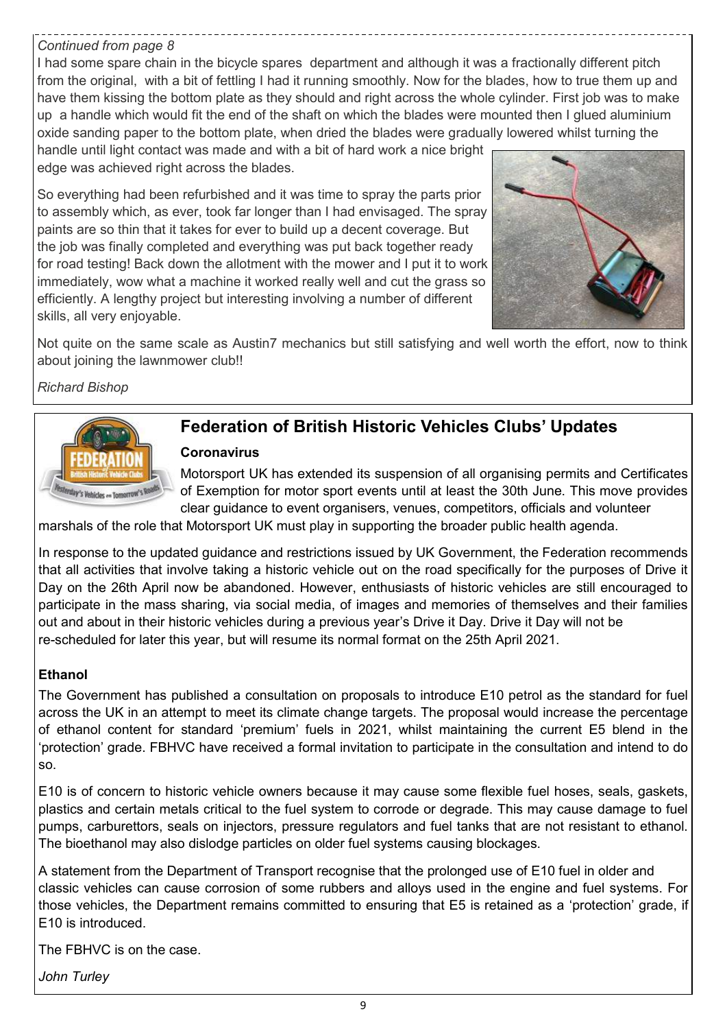*Continued from page 8*

I had some spare chain in the bicycle spares department and although it was a fractionally different pitch from the original, with a bit of fettling I had it running smoothly. Now for the blades, how to true them up and have them kissing the bottom plate as they should and right across the whole cylinder. First job was to make up a handle which would fit the end of the shaft on which the blades were mounted then I glued aluminium oxide sanding paper to the bottom plate, when dried the blades were gradually lowered whilst turning the handle until light contact was made and with a bit of hard work a nice bright edge was achieved right across the blades.

So everything had been refurbished and it was time to spray the parts prior to assembly which, as ever, took far longer than I had envisaged. The spray paints are so thin that it takes for ever to build up a decent coverage. But the job was finally completed and everything was put back together ready for road testing! Back down the allotment with the mower and I put it to work immediately, wow what a machine it worked really well and cut the grass so efficiently. A lengthy project but interesting involving a number of different skills, all very enjoyable.

Not quite on the same scale as Austin7 mechanics but still satisfying and well worth the effort, now to think about joining the lawnmower club!!

*Richard Bishop*

## Federation of British Historic Vehicles Clubs' Updates

### Coronavirus

Motorsport UK has extended its suspension of all organising permits and Certificates of Exemption for motor sport events until at least the 30th June. This move provides clear guidance to event organisers, venues, competitors, officials and volunteer marshals of the role that Motorsport UK must play in supporting the broader public health agenda.

In response to the updated guidance and restrictions issued by UK Government, the Federation recommends that all activities that involve taking a historic vehicle out on the road specifically for the purposes of Drive it Day on the 26th April now be abandoned. However, enthusiasts of historic vehicles are still encouraged to participate in the mass sharing, via social media, of images and memories of themselves and their families out and about in their historic vehicles during a previous year's Drive it Day. Drive it Day will not be re-scheduled for later this year, but will resume its normal format on the 25th April 2021.

### Ethanol

The Government has published a consultation on proposals to introduce E10 petrol as the standard for fuel across the UK in an attempt to meet its climate change targets. The proposal would increase the percentage of ethanol content for standard 'premium' fuels in 2021, whilst maintaining the current E5 blend in the 'protection' grade. FBHVC have received a formal invitation to participate in the consultation and intend to do so.

E10 is of concern to historic vehicle owners because it may cause some flexible fuel hoses, seals, gaskets, plastics and certain metals critical to the fuel system to corrode or degrade. This may cause damage to fuel pumps, carburettors, seals on injectors, pressure regulators and fuel tanks that are not resistant to ethanol. The bioethanol may also dislodge particles on older fuel systems causing blockages.

A statement from the Department of Transport recognise that the prolonged use of E10 fuel in older and classic vehicles can cause corrosion of some rubbers and alloys used in the engine and fuel systems. For those vehicles, the Department remains committed to ensuring that E5 is retained as a 'protection' grade, if E10 is introduced.

The FBHVC is on the case.

*John Turley*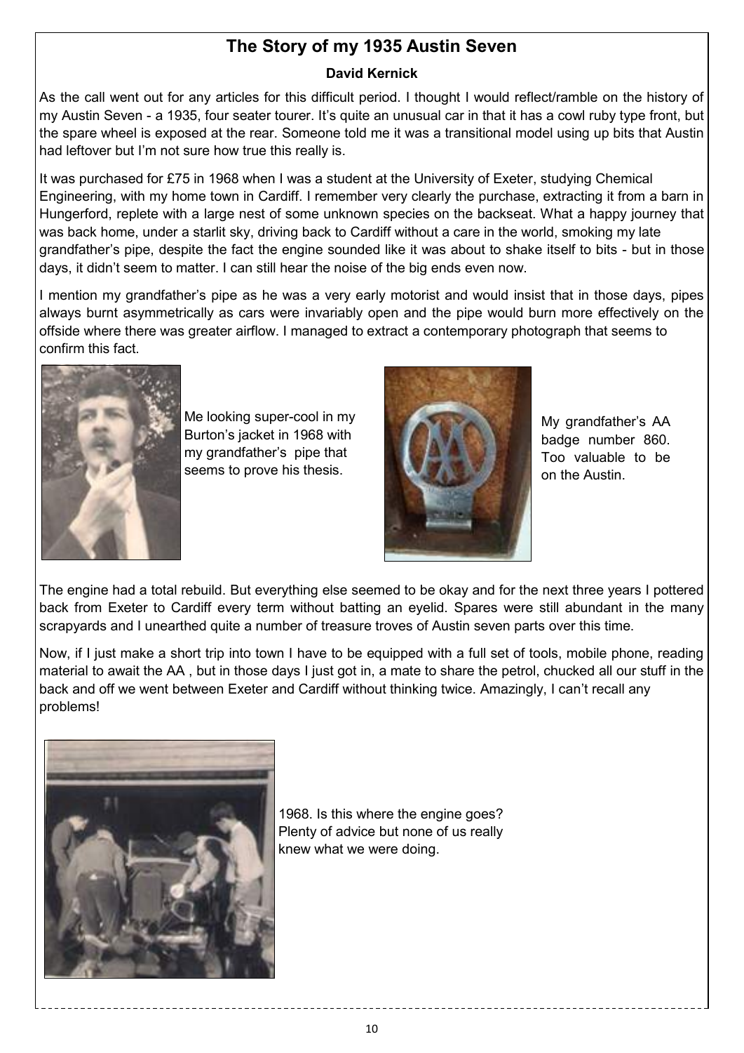# The Story of my 1935 Austin Seven

**David Kernick**

As the call went out for any articles for this difficult period. I thought I would reflect/ramble on the history of my Austin Seven - a 1935, four seater tourer. It's quite an unusual car in that it has a cowl ruby type front, but the spare wheel is exposed at the rear. Someone told me it was a transitional model using up bits that Austin had leftover but I'm not sure how true this really is.

It was purchased for £75 in 1968 when I was a student at the University of Exeter, studying Chemical Engineering, with my home town in Cardiff. I remember very clearly the purchase, extracting it from a barn in Hungerford, replete with a large nest of some unknown species on the backseat. What a happy journey that was back home, under a starlit sky, driving back to Cardiff without a care in the world, smoking my late grandfather's pipe, despite the fact the engine sounded like it was about to shake itself to bits - but in those days, it didn't seem to matter. I can still hear the noise of the big ends even now.

I mention my grandfather's pipe as he was a very early motorist and would insist that in those days, pipes always burnt asymmetrically as cars were invariably open and the pipe would burn more effectively on the offside where there was greater airflow. I managed to extract a contemporary photograph that seems to confirm this fact.

Me looking super-cool in my Burton's jacket in 1968 with my grandfather's pipe that seems to prove his thesis.

My grandfather's AA badge number 860. Too valuable to be on the Austin.

The engine had a total rebuild. But everything else seemed to be okay and for the next three years I pottered back from Exeter to Cardiff every term without batting an eyelid. Spares were still abundant in the many scrapyards and I unearthed quite a number of treasure troves of Austin seven parts over this time.

Now, if I just make a short trip into town I have to be equipped with a full set of tools, mobile phone, reading material to await the AA , but in those days I just got in, a mate to share the petrol, chucked all our stuff in the back and off we went between Exeter and Cardiff without thinking twice. Amazingly, I can't recall any problems!

1968. Is this where the engine goes? Plenty of advice but none of us really knew what we were doing.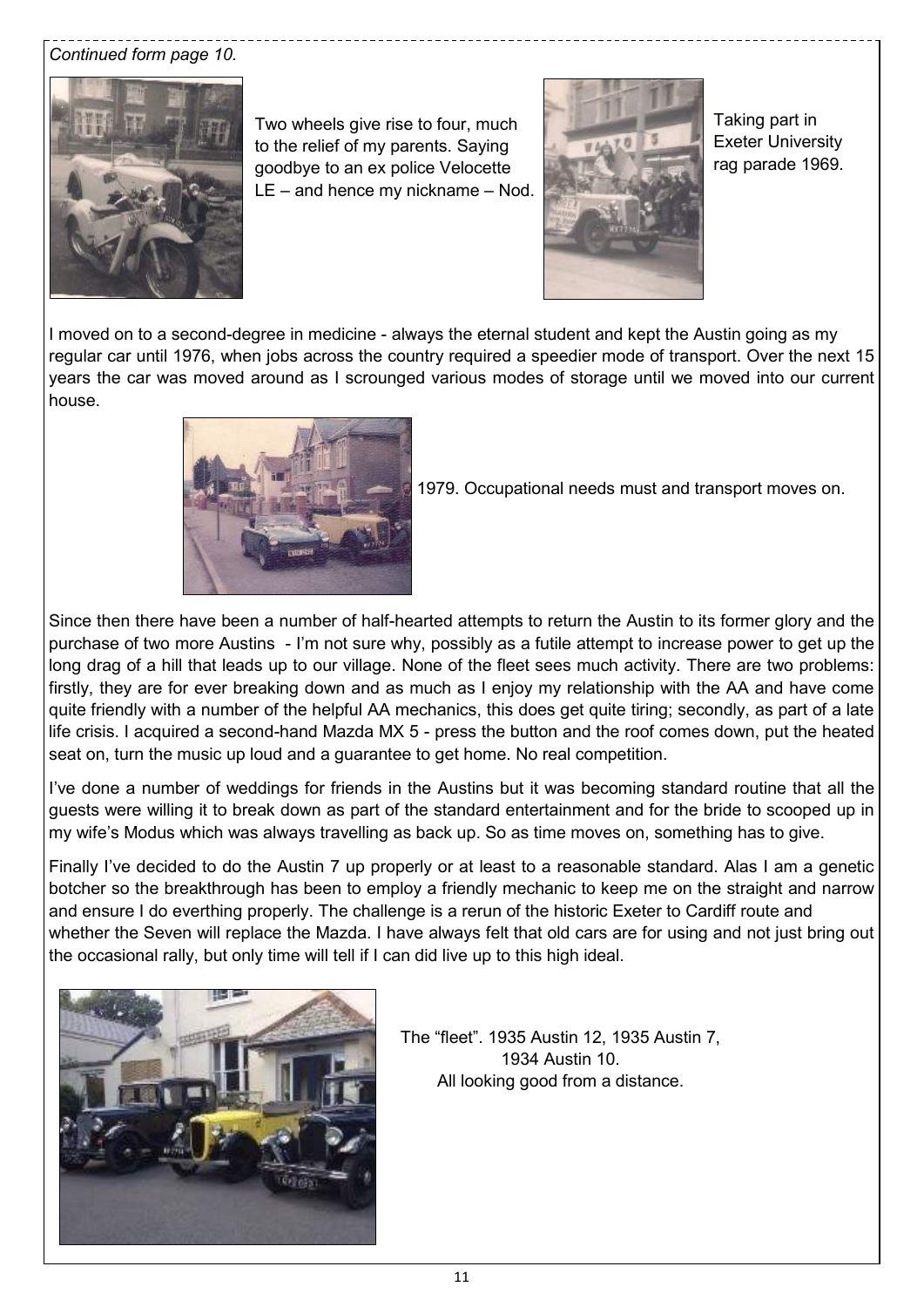*Continued form page 10.*

Two wheels give rise to four, much to the relief of my parents. Saying goodbye to an ex police Velocette LE – and hence my nickname – Nod.

Taking part in Exeter University rag parade 1969.

I moved on to a second-degree in medicine - always the eternal student and kept the Austin going as my regular car until 1976, when jobs across the country required a speedier mode of transport. Over the next 15 years the car was moved around as I scrounged various modes of storage until we moved into our current house.

1979. Occupational needs must and transport moves on.

Since then there have been a number of half-hearted attempts to return the Austin to its former glory and the purchase of two more Austins - I'm not sure why, possibly as a futile attempt to increase power to get up the long drag of a hill that leads up to our village. None of the fleet sees much activity. There are two problems: firstly, they are for ever breaking down and as much as I enjoy my relationship with the AA and have come quite friendly with a number of the helpful AA mechanics, this does get quite tiring; secondly, as part of a late life crisis. I acquired a second-hand Mazda MX 5 - press the button and the roof comes down, put the heated seat on, turn the music up loud and a guarantee to get home. No real competition.

I've done a number of weddings for friends in the Austins but it was becoming standard routine that all the guests were willing it to break down as part of the standard entertainment and for the bride to scooped up in my wife's Modus which was always travelling as back up. So as time moves on, something has to give.

Finally I've decided to do the Austin 7 up properly or at least to a reasonable standard. Alas I am a genetic botcher so the breakthrough has been to employ a friendly mechanic to keep me on the straight and narrow and ensure I do everthing properly. The challenge is a rerun of the historic Exeter to Cardiff route and whether the Seven will replace the Mazda. I have always felt that old cars are for using and not just bring out the occasional rally, but only time will tell if I can did live up to this high ideal.

The "fleet". 1935 Austin 12, 1935 Austin 7, 1934 Austin 10.
All looking good from a distance.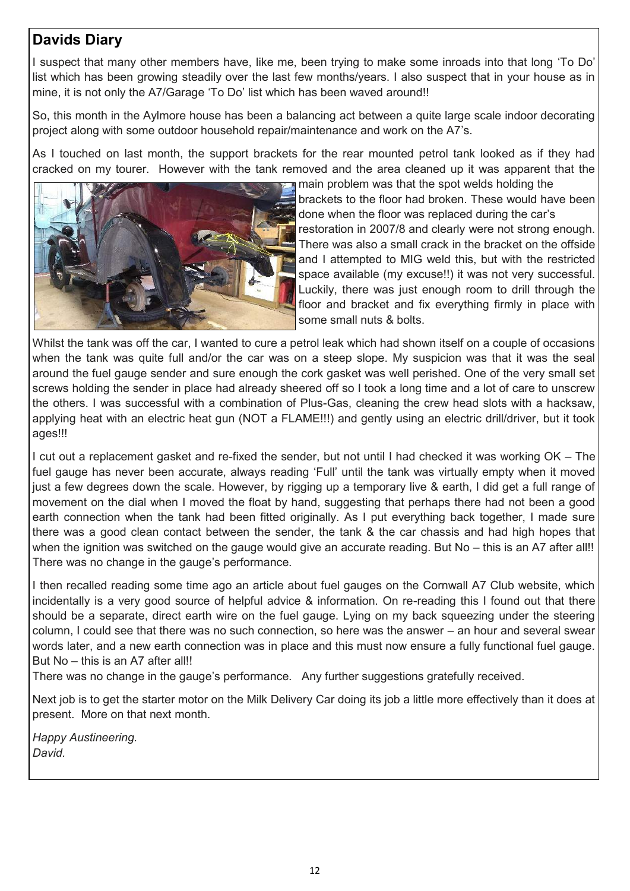## Davids Diary

I suspect that many other members have, like me, been trying to make some inroads into that long 'To Do' list which has been growing steadily over the last few months/years. I also suspect that in your house as in mine, it is not only the A7/Garage 'To Do' list which has been waved around!!

So, this month in the Aylmore house has been a balancing act between a quite large scale indoor decorating project along with some outdoor household repair/maintenance and work on the A7's.

As I touched on last month, the support brackets for the rear mounted petrol tank looked as if they had cracked on my tourer. However with the tank removed and the area cleaned up it was apparent that the main problem was that the spot welds holding the brackets to the floor had broken. These would have been done when the floor was replaced during the car's restoration in 2007/8 and clearly were not strong enough. There was also a small crack in the bracket on the offside and I attempted to MIG weld this, but with the restricted space available (my excuse!!) it was not very successful. Luckily, there was just enough room to drill through the floor and bracket and fix everything firmly in place with some small nuts & bolts.

Whilst the tank was off the car, I wanted to cure a petrol leak which had shown itself on a couple of occasions when the tank was quite full and/or the car was on a steep slope. My suspicion was that it was the seal around the fuel gauge sender and sure enough the cork gasket was well perished. One of the very small set screws holding the sender in place had already sheered off so I took a long time and a lot of care to unscrew the others. I was successful with a combination of Plus-Gas, cleaning the crew head slots with a hacksaw, applying heat with an electric heat gun (NOT a FLAME!!!) and gently using an electric drill/driver, but it took ages!!!

I cut out a replacement gasket and re-fixed the sender, but not until I had checked it was working OK – The fuel gauge has never been accurate, always reading 'Full' until the tank was virtually empty when it moved just a few degrees down the scale. However, by rigging up a temporary live & earth, I did get a full range of movement on the dial when I moved the float by hand, suggesting that perhaps there had not been a good earth connection when the tank had been fitted originally. As I put everything back together, I made sure there was a good clean contact between the sender, the tank & the car chassis and had high hopes that when the ignition was switched on the gauge would give an accurate reading. But No – this is an A7 after all!! There was no change in the gauge's performance.

I then recalled reading some time ago an article about fuel gauges on the Cornwall A7 Club website, which incidentally is a very good source of helpful advice & information. On re-reading this I found out that there should be a separate, direct earth wire on the fuel gauge. Lying on my back squeezing under the steering column, I could see that there was no such connection, so here was the answer – an hour and several swear words later, and a new earth connection was in place and this must now ensure a fully functional fuel gauge. But No – this is an A7 after all!!

There was no change in the gauge's performance. Any further suggestions gratefully received.

Next job is to get the starter motor on the Milk Delivery Car doing its job a little more effectively than it does at present. More on that next month.

*Happy Austineering.*
*David.*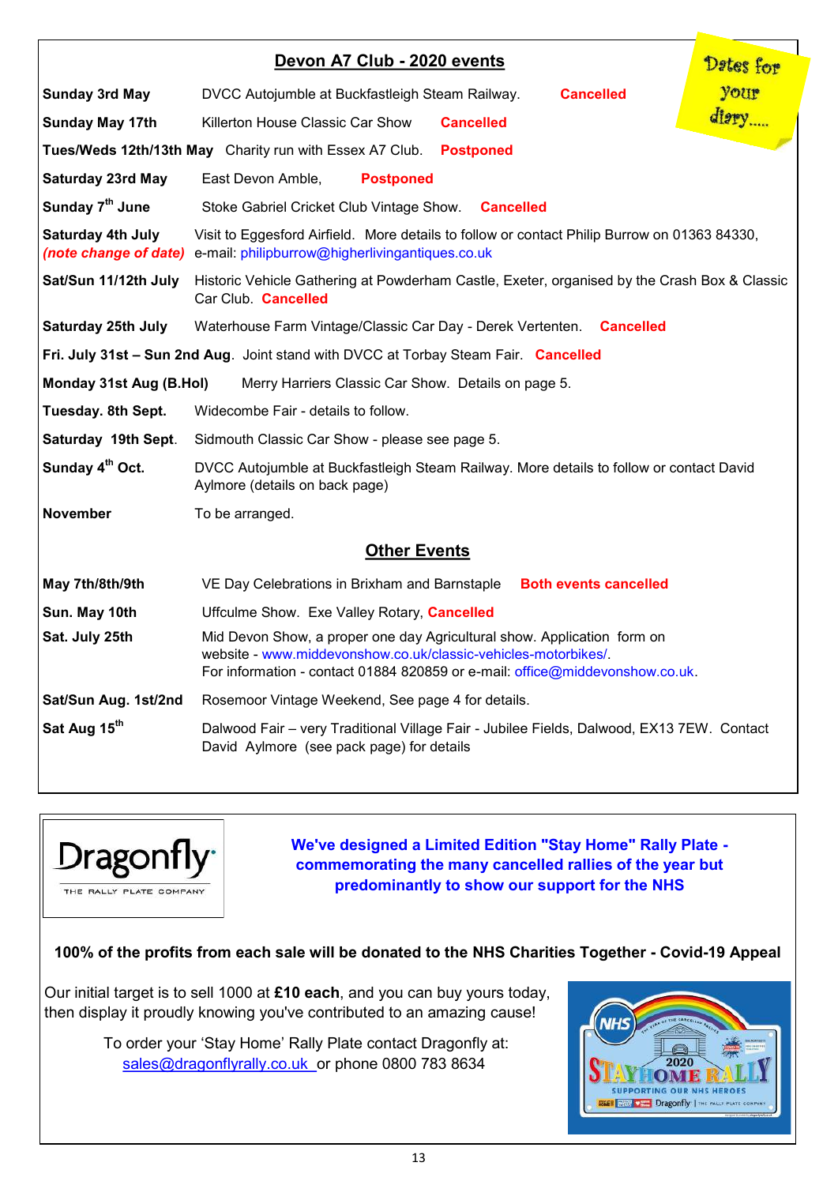## Devon A7 Club - 2020 events

Dates for your diary.....

| | |
|---|---|
| **Sunday 3rd May** | DVCC Autojumble at Buckfastleigh Steam Railway. **Cancelled** |
| **Sunday May 17th** | Killerton House Classic Car Show **Cancelled** |
| **Tues/Weds 12th/13th May** | Charity run with Essex A7 Club. **Postponed** |
| **Saturday 23rd May** | East Devon Amble, **Postponed** |
| **Sunday 7th June** | Stoke Gabriel Cricket Club Vintage Show. **Cancelled** |
| **Saturday 4th July** ***(note change of date)*** | Visit to Eggesford Airfield. More details to follow or contact Philip Burrow on 01363 84330, e-mail: philipburrow@higherlivingantiques.co.uk |
| **Sat/Sun 11/12th July** | Historic Vehicle Gathering at Powderham Castle, Exeter, organised by the Crash Box & Classic Car Club. **Cancelled** |
| **Saturday 25th July** | Waterhouse Farm Vintage/Classic Car Day - Derek Vertenten. **Cancelled** |
| **Fri. July 31st – Sun 2nd Aug**. | Joint stand with DVCC at Torbay Steam Fair. **Cancelled** |
| **Monday 31st Aug (B.Hol)** | Merry Harriers Classic Car Show. Details on page 5. |
| **Tuesday. 8th Sept.** | Widecombe Fair - details to follow. |
| **Saturday 19th Sept.** | Sidmouth Classic Car Show - please see page 5. |
| **Sunday 4th Oct.** | DVCC Autojumble at Buckfastleigh Steam Railway. More details to follow or contact David Aylmore (details on back page) |
| **November** | To be arranged. |

## Other Events

| | |
|---|---|
| **May 7th/8th/9th** | VE Day Celebrations in Brixham and Barnstaple **Both events cancelled** |
| **Sun. May 10th** | Uffculme Show. Exe Valley Rotary, **Cancelled** |
| **Sat. July 25th** | Mid Devon Show, a proper one day Agricultural show. Application form on website - www.middevonshow.co.uk/classic-vehicles-motorbikes/. For information - contact 01884 820859 or e-mail: office@middevonshow.co.uk. |
| **Sat/Sun Aug. 1st/2nd** | Rosemoor Vintage Weekend, See page 4 for details. |
| **Sat Aug 15th** | Dalwood Fair – very Traditional Village Fair - Jubilee Fields, Dalwood, EX13 7EW. Contact David Aylmore (see pack page) for details |

Dragonfly
THE RALLY PLATE COMPANY

**We've designed a Limited Edition "Stay Home" Rally Plate - commemorating the many cancelled rallies of the year but predominantly to show our support for the NHS**

**100% of the profits from each sale will be donated to the NHS Charities Together - Covid-19 Appeal**

Our initial target is to sell 1000 at **£10 each**, and you can buy yours today, then display it proudly knowing you've contributed to an amazing cause!

To order your 'Stay Home' Rally Plate contact Dragonfly at: sales@dragonflyrally.co.uk or phone 0800 783 8634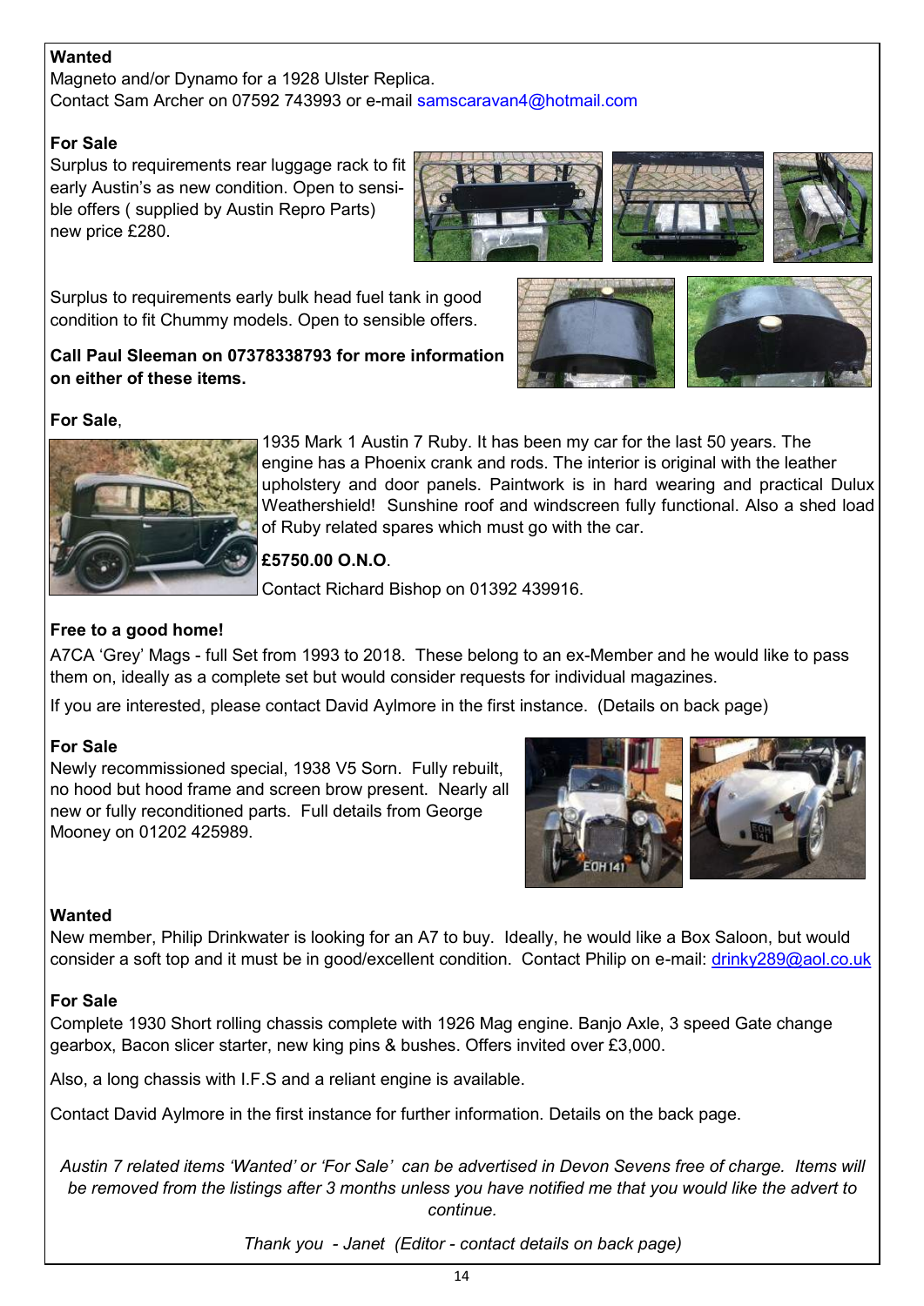**Wanted**

Magneto and/or Dynamo for a 1928 Ulster Replica.
Contact Sam Archer on 07592 743993 or e-mail samscaravan4@hotmail.com

**For Sale**

Surplus to requirements rear luggage rack to fit early Austin's as new condition. Open to sensible offers ( supplied by Austin Repro Parts) new price £280.

Surplus to requirements early bulk head fuel tank in good condition to fit Chummy models. Open to sensible offers.

**Call Paul Sleeman on 07378338793 for more information on either of these items.**

**For Sale**,

1935 Mark 1 Austin 7 Ruby. It has been my car for the last 50 years. The engine has a Phoenix crank and rods. The interior is original with the leather upholstery and door panels. Paintwork is in hard wearing and practical Dulux Weathershield! Sunshine roof and windscreen fully functional. Also a shed load of Ruby related spares which must go with the car.

**£5750.00 O.N.O**.

Contact Richard Bishop on 01392 439916.

**Free to a good home!**

A7CA 'Grey' Mags - full Set from 1993 to 2018. These belong to an ex-Member and he would like to pass them on, ideally as a complete set but would consider requests for individual magazines.

If you are interested, please contact David Aylmore in the first instance. (Details on back page)

**For Sale**

Newly recommissioned special, 1938 V5 Sorn. Fully rebuilt, no hood but hood frame and screen brow present. Nearly all new or fully reconditioned parts. Full details from George Mooney on 01202 425989.

**Wanted**

New member, Philip Drinkwater is looking for an A7 to buy. Ideally, he would like a Box Saloon, but would consider a soft top and it must be in good/excellent condition. Contact Philip on e-mail: drinky289@aol.co.uk

**For Sale**

Complete 1930 Short rolling chassis complete with 1926 Mag engine. Banjo Axle, 3 speed Gate change gearbox, Bacon slicer starter, new king pins & bushes. Offers invited over £3,000.

Also, a long chassis with I.F.S and a reliant engine is available.

Contact David Aylmore in the first instance for further information. Details on the back page.

*Austin 7 related items 'Wanted' or 'For Sale' can be advertised in Devon Sevens free of charge. Items will be removed from the listings after 3 months unless you have notified me that you would like the advert to continue.*

*Thank you - Janet (Editor - contact details on back page)*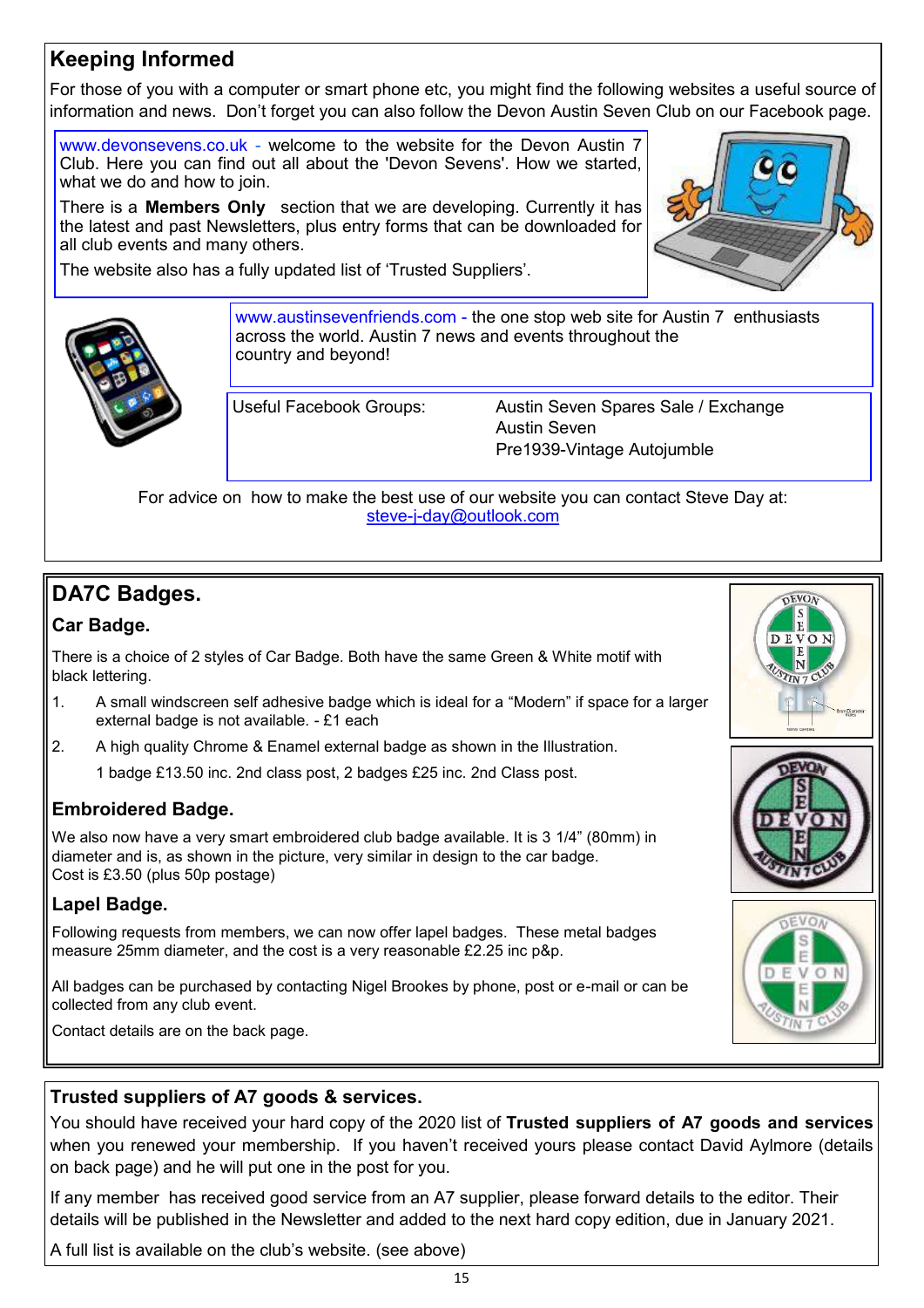## Keeping Informed

For those of you with a computer or smart phone etc, you might find the following websites a useful source of information and news. Don't forget you can also follow the Devon Austin Seven Club on our Facebook page.

www.devonsevens.co.uk - welcome to the website for the Devon Austin 7 Club. Here you can find out all about the 'Devon Sevens'. How we started, what we do and how to join.

There is a **Members Only** section that we are developing. Currently it has the latest and past Newsletters, plus entry forms that can be downloaded for all club events and many others.

The website also has a fully updated list of 'Trusted Suppliers'.

www.austinsevenfriends.com - the one stop web site for Austin 7 enthusiasts across the world. Austin 7 news and events throughout the country and beyond!

Useful Facebook Groups:

- Austin Seven Spares Sale / Exchange
- Austin Seven
- Pre1939-Vintage Autojumble

For advice on how to make the best use of our website you can contact Steve Day at: steve-j-day@outlook.com

## DA7C Badges.

### Car Badge.

There is a choice of 2 styles of Car Badge. Both have the same Green & White motif with black lettering.

1. A small windscreen self adhesive badge which is ideal for a "Modern" if space for a larger external badge is not available. - £1 each
2. A high quality Chrome & Enamel external badge as shown in the Illustration.

   1 badge £13.50 inc. 2nd class post, 2 badges £25 inc. 2nd Class post.

### Embroidered Badge.

We also now have a very smart embroidered club badge available. It is 3 1/4" (80mm) in diameter and is, as shown in the picture, very similar in design to the car badge.
Cost is £3.50 (plus 50p postage)

### Lapel Badge.

Following requests from members, we can now offer lapel badges. These metal badges measure 25mm diameter, and the cost is a very reasonable £2.25 inc p&p.

All badges can be purchased by contacting Nigel Brookes by phone, post or e-mail or can be collected from any club event.

Contact details are on the back page.

## Trusted suppliers of A7 goods & services.

You should have received your hard copy of the 2020 list of **Trusted suppliers of A7 goods and services** when you renewed your membership. If you haven't received yours please contact David Aylmore (details on back page) and he will put one in the post for you.

If any member has received good service from an A7 supplier, please forward details to the editor. Their details will be published in the Newsletter and added to the next hard copy edition, due in January 2021.

A full list is available on the club's website. (see above)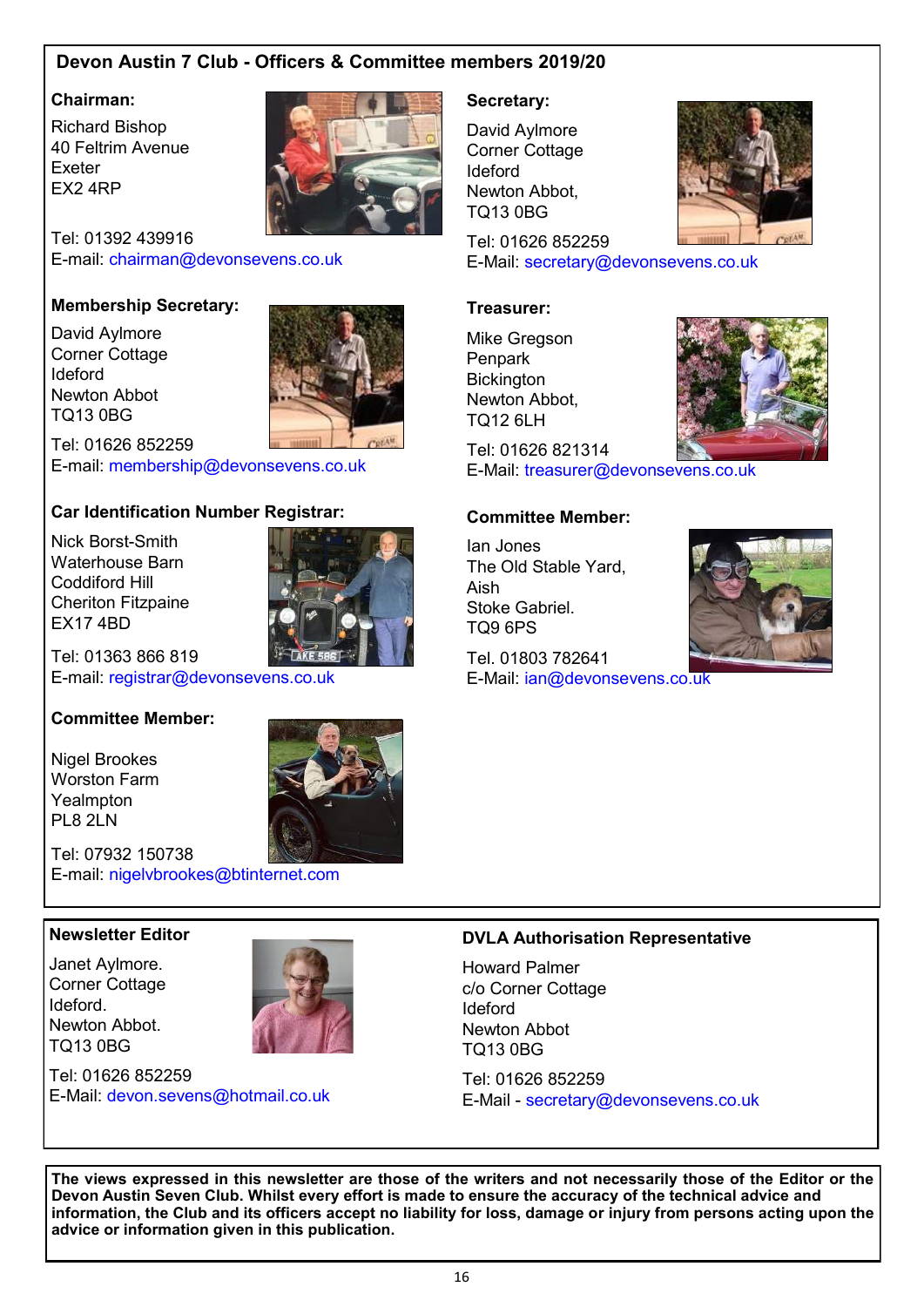## Devon Austin 7 Club - Officers & Committee members 2019/20

**Chairman:**

Richard Bishop
40 Feltrim Avenue
Exeter
EX2 4RP

Tel: 01392 439916
E-mail: chairman@devonsevens.co.uk

**Membership Secretary:**

David Aylmore
Corner Cottage
Ideford
Newton Abbot
TQ13 0BG

Tel: 01626 852259
E-mail: membership@devonsevens.co.uk

**Car Identification Number Registrar:**

Nick Borst-Smith
Waterhouse Barn
Coddiford Hill
Cheriton Fitzpaine
EX17 4BD

Tel: 01363 866 819
E-mail: registrar@devonsevens.co.uk

**Committee Member:**

Nigel Brookes
Worston Farm
Yealmpton
PL8 2LN

Tel: 07932 150738
E-mail: nigelvbrookes@btinternet.com

**Secretary:**

David Aylmore
Corner Cottage
Ideford
Newton Abbot,
TQ13 0BG

Tel: 01626 852259
E-Mail: secretary@devonsevens.co.uk

**Treasurer:**

Mike Gregson
Penpark
Bickington
Newton Abbot,
TQ12 6LH

Tel: 01626 821314
E-Mail: treasurer@devonsevens.co.uk

**Committee Member:**

Ian Jones
The Old Stable Yard,
Aish
Stoke Gabriel.
TQ9 6PS

Tel. 01803 782641
E-Mail: ian@devonsevens.co.uk

**Newsletter Editor**

Janet Aylmore.
Corner Cottage
Ideford.
Newton Abbot.
TQ13 0BG

Tel: 01626 852259
E-Mail: devon.sevens@hotmail.co.uk

**DVLA Authorisation Representative**

Howard Palmer
c/o Corner Cottage
Ideford
Newton Abbot
TQ13 0BG

Tel: 01626 852259
E-Mail - secretary@devonsevens.co.uk

**The views expressed in this newsletter are those of the writers and not necessarily those of the Editor or the Devon Austin Seven Club. Whilst every effort is made to ensure the accuracy of the technical advice and information, the Club and its officers accept no liability for loss, damage or injury from persons acting upon the advice or information given in this publication.**